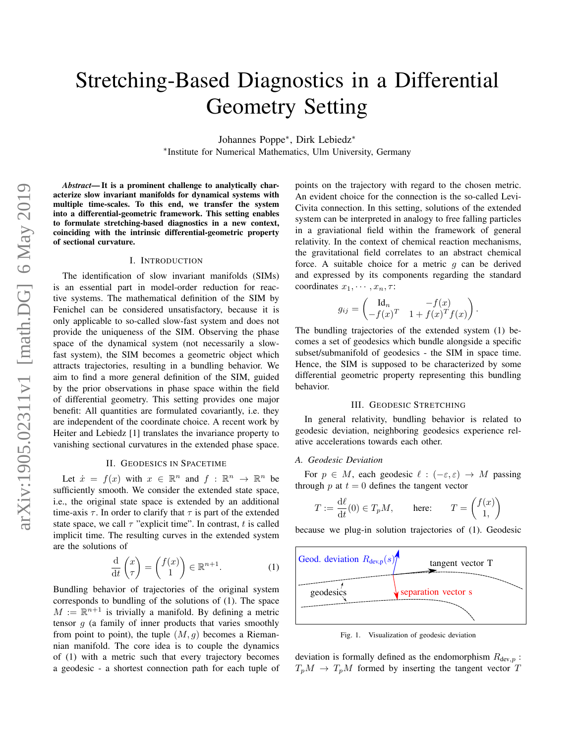# Stretching-Based Diagnostics in a Differential Geometry Setting

Johannes Poppe*, Dirk Lebiedz*

*Institute for Numerical Mathematics, Ulm University, Germany

***Abstract*— It is a prominent challenge to analytically characterize slow invariant manifolds for dynamical systems with multiple time-scales. To this end, we transfer the system into a differential-geometric framework. This setting enables to formulate stretching-based diagnostics in a new context, coinciding with the intrinsic differential-geometric property of sectional curvature.**

## I. Introduction

The identification of slow invariant manifolds (SIMs) is an essential part in model-order reduction for reactive systems. The mathematical definition of the SIM by Fenichel can be considered unsatisfactory, because it is only applicable to so-called slow-fast system and does not provide the uniqueness of the SIM. Observing the phase space of the dynamical system (not necessarily a slow-fast system), the SIM becomes a geometric object which attracts trajectories, resulting in a bundling behavior. We aim to find a more general definition of the SIM, guided by the prior observations in phase space within the field of differential geometry. This setting provides one major benefit: All quantities are formulated covariantly, i.e. they are independent of the coordinate choice. A recent work by Heiter and Lebiedz [1] translates the invariance property to vanishing sectional curvatures in the extended phase space.

## II. Geodesics in Spacetime

Let $\dot{x} = f(x)$ with $x \in \mathbb{R}^n$ and $f : \mathbb{R}^n \to \mathbb{R}^n$ be sufficiently smooth. We consider the extended state space, i.e., the original state space is extended by an additional time-axis $\tau$. In order to clarify that $\tau$ is part of the extended state space, we call $\tau$ "explicit time". In contrast, $t$ is called implicit time. The resulting curves in the extended system are the solutions of

$$\frac{\mathrm{d}}{\mathrm{d}t}\begin{pmatrix} x \\ \tau \end{pmatrix} = \begin{pmatrix} f(x) \\ 1 \end{pmatrix} \in \mathbb{R}^{n+1}. \tag{1}$$

Bundling behavior of trajectories of the original system corresponds to bundling of the solutions of (1). The space $M := \mathbb{R}^{n+1}$ is trivially a manifold. By defining a metric tensor $g$ (a family of inner products that varies smoothly from point to point), the tuple $(M, g)$ becomes a Riemannian manifold. The core idea is to couple the dynamics of (1) with a metric such that every trajectory becomes a geodesic - a shortest connection path for each tuple of points on the trajectory with regard to the chosen metric. An evident choice for the connection is the so-called Levi-Civita connection. In this setting, solutions of the extended system can be interpreted in analogy to free falling particles in a graviational field within the framework of general relativity. In the context of chemical reaction mechanisms, the gravitational field correlates to an abstract chemical force. A suitable choice for a metric $g$ can be derived and expressed by its components regarding the standard coordinates $x_1, \cdots, x_n, \tau$:

$$g_{ij} = \begin{pmatrix} \mathrm{Id}_n & -f(x) \\ -f(x)^T & 1 + f(x)^T f(x) \end{pmatrix}.$$

The bundling trajectories of the extended system (1) becomes a set of geodesics which bundle alongside a specific subset/submanifold of geodesics - the SIM in space time. Hence, the SIM is supposed to be characterized by some differential geometric property representing this bundling behavior.

## III. Geodesic Stretching

In general relativity, bundling behavior is related to geodesic deviation, neighboring geodesics experience relative accelerations towards each other.

### A. Geodesic Deviation

For $p \in M$, each geodesic $\ell : (-\varepsilon, \varepsilon) \to M$ passing through $p$ at $t = 0$ defines the tangent vector

$$T := \frac{\mathrm{d}\ell}{\mathrm{d}t}(0) \in T_pM, \qquad \text{here:} \qquad T = \begin{pmatrix} f(x) \\ 1, \end{pmatrix}$$

because we plug-in solution trajectories of (1). Geodesic

Fig. 1. Visualization of geodesic deviation

deviation is formally defined as the endomorphism $R_{\mathrm{dev},p} : T_pM \to T_pM$ formed by inserting the tangent vector $T$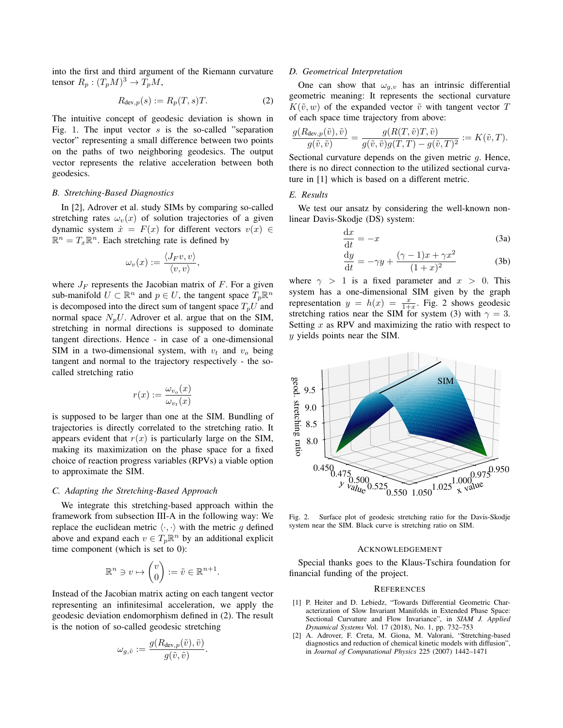into the first and third argument of the Riemann curvature tensor $R_p : (T_pM)^3 \to T_pM$,

$$R_{\text{dev},p}(s) := R_p(T, s)T. \tag{2}$$

The intuitive concept of geodesic deviation is shown in Fig. 1. The input vector $s$ is the so-called "separation vector" representing a small difference between two points on the paths of two neighboring geodesics. The output vector represents the relative acceleration between both geodesics.

### B. Stretching-Based Diagnostics

In [2], Adrover et al. study SIMs by comparing so-called stretching rates $\omega_v(x)$ of solution trajectories of a given dynamic system $\dot{x} = F(x)$ for different vectors $v(x) \in \mathbb{R}^n = T_x\mathbb{R}^n$. Each stretching rate is defined by

$$\omega_v(x) := \frac{\langle J_F v, v\rangle}{\langle v, v\rangle},$$

where $J_F$ represents the Jacobian matrix of $F$. For a given sub-manifold $U \subset \mathbb{R}^n$ and $p \in U$, the tangent space $T_p\mathbb{R}^n$ is decomposed into the direct sum of tangent space $T_pU$ and normal space $N_pU$. Adrover et al. argue that on the SIM, stretching in normal directions is supposed to dominate tangent directions. Hence - in case of a one-dimensional SIM in a two-dimensional system, with $v_t$ and $v_o$ being tangent and normal to the trajectory respectively - the so-called stretching ratio

$$r(x) := \frac{\omega_{v_o}(x)}{\omega_{v_t}(x)}$$

is supposed to be larger than one at the SIM. Bundling of trajectories is directly correlated to the stretching ratio. It appears evident that $r(x)$ is particularly large on the SIM, making its maximization on the phase space for a fixed choice of reaction progress variables (RPVs) a viable option to approximate the SIM.

### C. Adapting the Stretching-Based Approach

We integrate this stretching-based approach within the framework from subsection III-A in the following way: We replace the euclidean metric $\langle\cdot,\cdot\rangle$ with the metric $g$ defined above and expand each $v \in T_p\mathbb{R}^n$ by an additional explicit time component (which is set to 0):

$$\mathbb{R}^n \ni v \mapsto \begin{pmatrix} v \\ 0 \end{pmatrix} := \tilde{v} \in \mathbb{R}^{n+1}.$$

Instead of the Jacobian matrix acting on each tangent vector representing an infinitesimal acceleration, we apply the geodesic deviation endomorphism defined in (2). The result is the notion of so-called geodesic stretching

$$\omega_{g,\tilde{v}} := \frac{g(R_{\text{dev},p}(\tilde{v}), \tilde{v})}{g(\tilde{v}, \tilde{v})}.$$

### D. Geometrical Interpretation

One can show that $\omega_{g,v}$ has an intrinsic differential geometric meaning: It represents the sectional curvature $K(\tilde{v}, w)$ of the expanded vector $\tilde{v}$ with tangent vector $T$ of each space time trajectory from above:

$$\frac{g(R_{\text{dev},p}(\tilde{v}), \tilde{v})}{g(\tilde{v}, \tilde{v})} = \frac{g(R(T,\tilde{v})T, \tilde{v})}{g(\tilde{v}, \tilde{v})g(T,T) - g(\tilde{v}, T)^2} := K(\tilde{v}, T).$$

Sectional curvature depends on the given metric $g$. Hence, there is no direct connection to the utilized sectional curvature in [1] which is based on a different metric.

### E. Results

We test our ansatz by considering the well-known non-linear Davis-Skodje (DS) system:

$$\frac{\mathrm{d}x}{\mathrm{d}t} = -x \tag{3a}$$

$$\frac{\mathrm{d}y}{\mathrm{d}t} = -\gamma y + \frac{(\gamma - 1)x + \gamma x^2}{(1+x)^2} \tag{3b}$$

where $\gamma > 1$ is a fixed parameter and $x > 0$. This system has a one-dimensional SIM given by the graph representation $y = h(x) = \frac{x}{1+x}$. Fig. 2 shows geodesic stretching ratios near the SIM for system (3) with $\gamma = 3$. Setting $x$ as RPV and maximizing the ratio with respect to $y$ yields points near the SIM.

geod. stretching ratio
9.5
9.0
8.5
8.0
SIM
0.450
0.475
0.500
0.525
0.550
y value
1.050
1.025
1.000
0.975
0.950
x value

Fig. 2. Surface plot of geodesic stretching ratio for the Davis-Skodje system near the SIM. Black curve is stretching ratio on SIM.

## Acknowledgement

Special thanks goes to the Klaus-Tschira foundation for financial funding of the project.

## References

[1] P. Heiter and D. Lebiedz, "Towards Differential Geometric Characterization of Slow Invariant Manifolds in Extended Phase Space: Sectional Curvature and Flow Invariance", in *SIAM J. Applied Dynamical Systems* Vol. 17 (2018), No. 1, pp. 732–753

[2] A. Adrover, F. Creta, M. Giona, M. Valorani, "Stretching-based diagnostics and reduction of chemical kinetic models with diffusion", in *Journal of Computational Physics* 225 (2007) 1442–1471